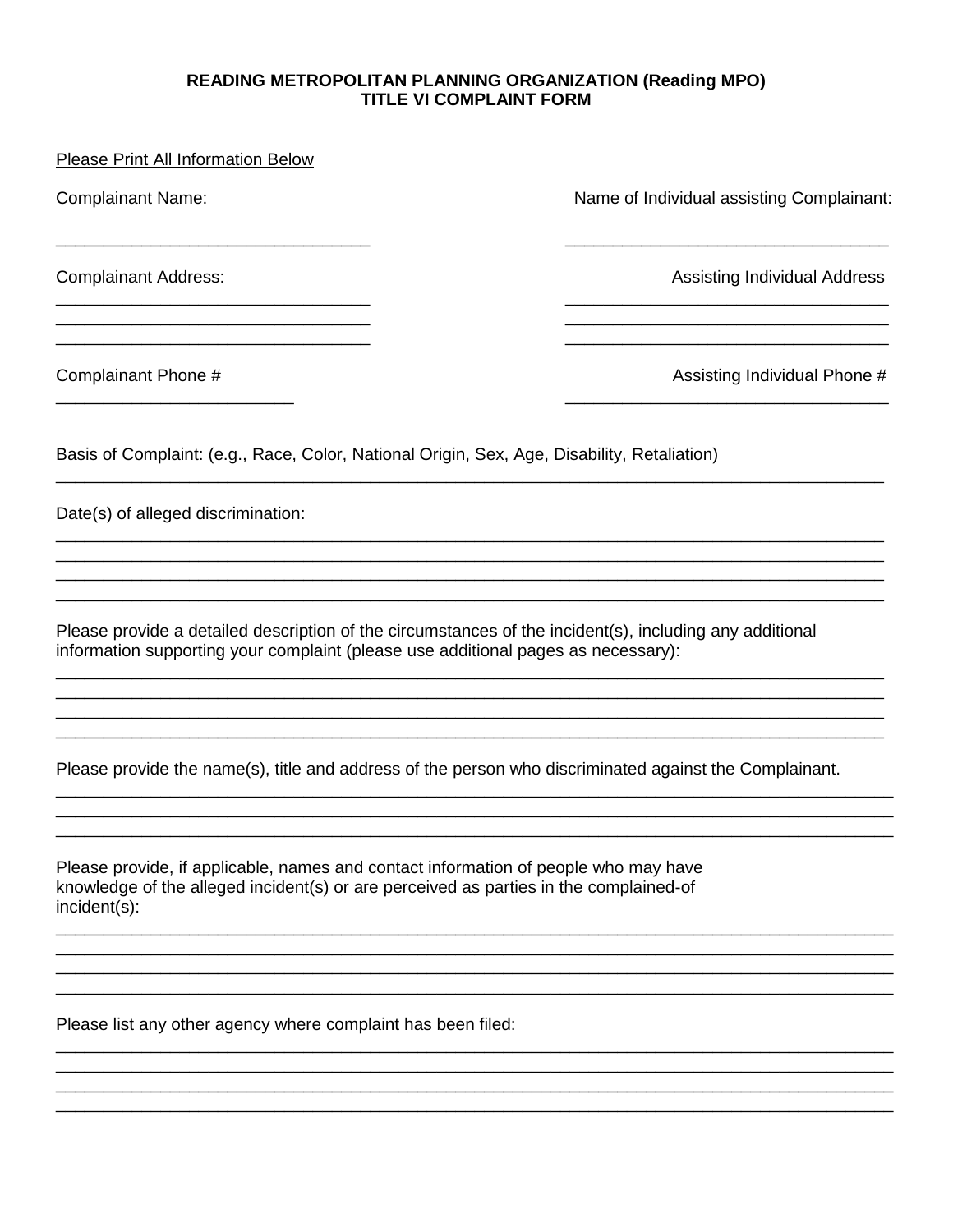**READING METROPOLITAN PLANNING ORGANIZATION (Reading MPO)**
**TITLE VI COMPLAINT FORM**

Please Print All Information Below

Complainant Name: ______________________________

Name of Individual assisting Complainant: ______________________________

Complainant Address:
______________________________
______________________________
______________________________

Assisting Individual Address
______________________________
______________________________
______________________________

Complainant Phone # ______________________

Assisting Individual Phone # ______________________________

Basis of Complaint: (e.g., Race, Color, National Origin, Sex, Age, Disability, Retaliation)
______________________________________________________________________________

Date(s) of alleged discrimination:
______________________________________________________________________________
______________________________________________________________________________
______________________________________________________________________________
______________________________________________________________________________

Please provide a detailed description of the circumstances of the incident(s), including any additional information supporting your complaint (please use additional pages as necessary):
______________________________________________________________________________
______________________________________________________________________________
______________________________________________________________________________
______________________________________________________________________________

Please provide the name(s), title and address of the person who discriminated against the Complainant.
______________________________________________________________________________
______________________________________________________________________________
______________________________________________________________________________

Please provide, if applicable, names and contact information of people who may have knowledge of the alleged incident(s) or are perceived as parties in the complained-of incident(s):
______________________________________________________________________________
______________________________________________________________________________
______________________________________________________________________________
______________________________________________________________________________

Please list any other agency where complaint has been filed:
______________________________________________________________________________
______________________________________________________________________________
______________________________________________________________________________
______________________________________________________________________________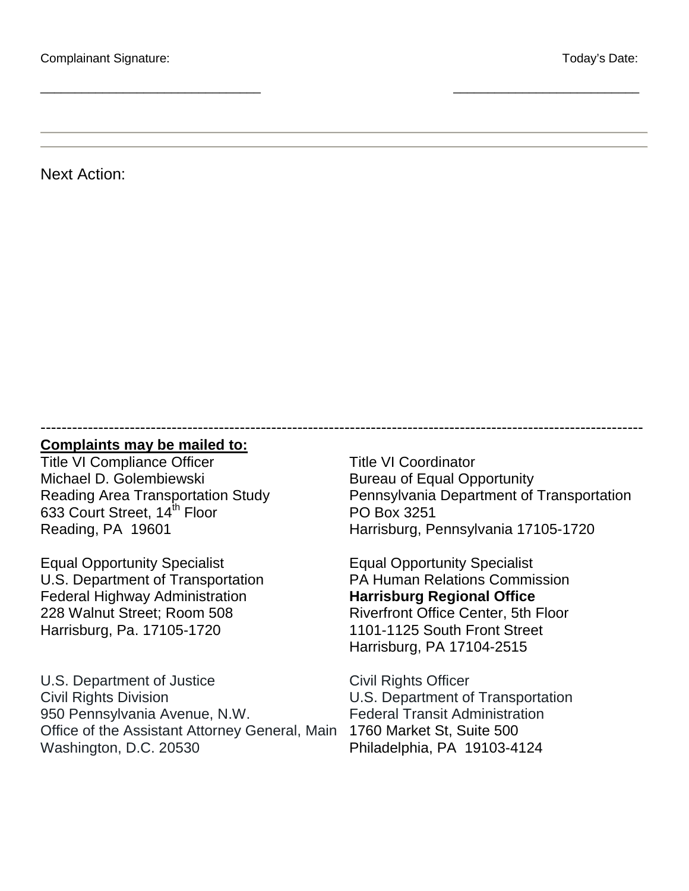Complainant Signature: \_\_\_\_\_\_\_\_\_\_\_\_\_\_\_\_\_\_\_\_\_\_\_\_\_\_\_\_\_\_

Today's Date: \_\_\_\_\_\_\_\_\_\_\_\_\_\_\_\_\_\_\_\_\_\_\_\_\_\_

---

Next Action:

---

**Complaints may be mailed to:**

Title VI Compliance Officer
Michael D. Golembiewski
Reading Area Transportation Study
633 Court Street, 14th Floor
Reading, PA 19601

Title VI Coordinator
Bureau of Equal Opportunity
Pennsylvania Department of Transportation
PO Box 3251
Harrisburg, Pennsylvania 17105-1720

Equal Opportunity Specialist
U.S. Department of Transportation
Federal Highway Administration
228 Walnut Street; Room 508
Harrisburg, Pa. 17105-1720

Equal Opportunity Specialist
PA Human Relations Commission
**Harrisburg Regional Office**
Riverfront Office Center, 5th Floor
1101-1125 South Front Street
Harrisburg, PA 17104-2515

U.S. Department of Justice
Civil Rights Division
950 Pennsylvania Avenue, N.W.
Office of the Assistant Attorney General, Main
Washington, D.C. 20530

Civil Rights Officer
U.S. Department of Transportation
Federal Transit Administration
1760 Market St, Suite 500
Philadelphia, PA 19103-4124